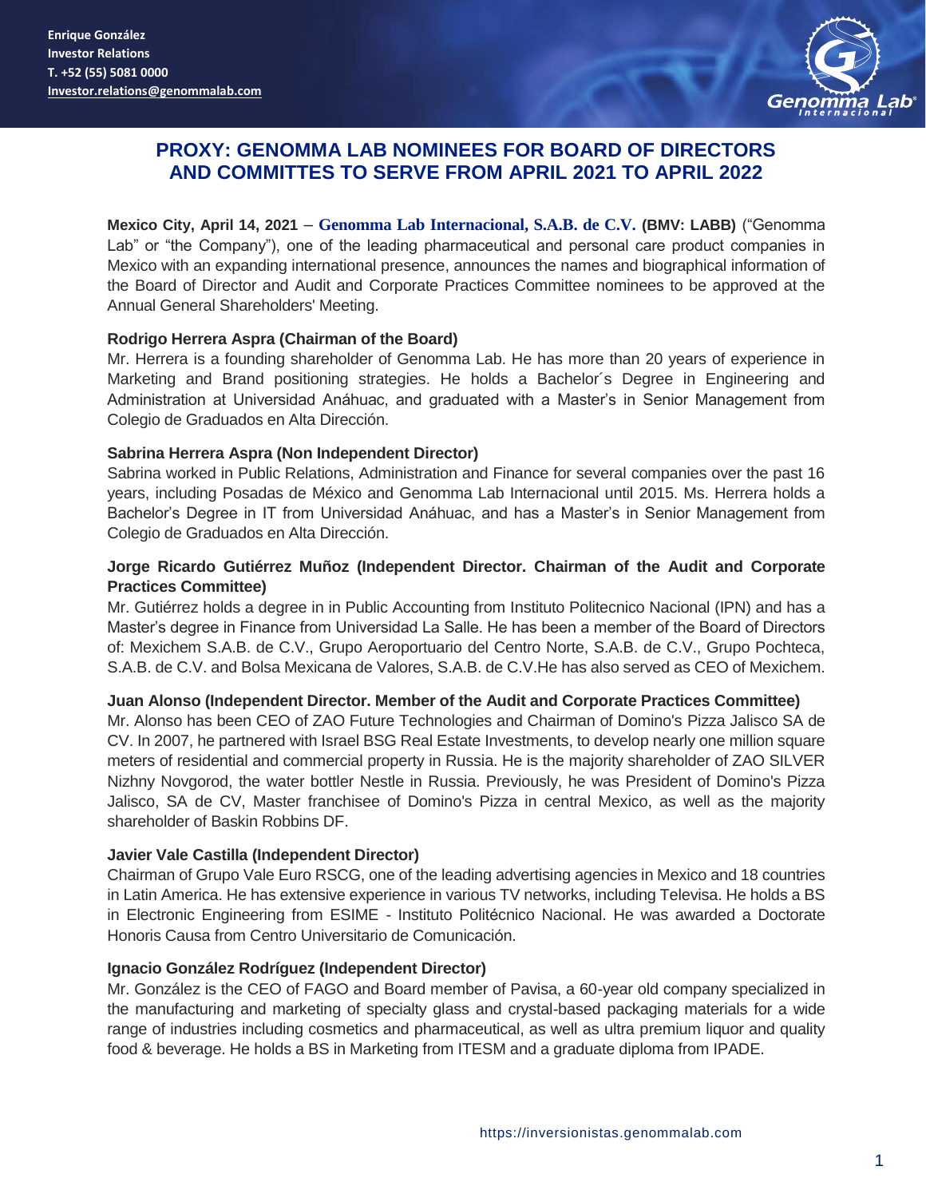Enrique González
Investor Relations
T. +52 (55) 5081 0000
Investor.relations@genommalab.com

# PROXY: GENOMMA LAB NOMINEES FOR BOARD OF DIRECTORS AND COMMITTES TO SERVE FROM APRIL 2021 TO APRIL 2022

**Mexico City, April 14, 2021** – **Genomma Lab Internacional, S.A.B. de C.V. (BMV: LABB)** ("Genomma Lab" or "the Company"), one of the leading pharmaceutical and personal care product companies in Mexico with an expanding international presence, announces the names and biographical information of the Board of Director and Audit and Corporate Practices Committee nominees to be approved at the Annual General Shareholders' Meeting.

**Rodrigo Herrera Aspra (Chairman of the Board)**
Mr. Herrera is a founding shareholder of Genomma Lab. He has more than 20 years of experience in Marketing and Brand positioning strategies. He holds a Bachelor´s Degree in Engineering and Administration at Universidad Anáhuac, and graduated with a Master's in Senior Management from Colegio de Graduados en Alta Dirección.

**Sabrina Herrera Aspra (Non Independent Director)**
Sabrina worked in Public Relations, Administration and Finance for several companies over the past 16 years, including Posadas de México and Genomma Lab Internacional until 2015. Ms. Herrera holds a Bachelor's Degree in IT from Universidad Anáhuac, and has a Master's in Senior Management from Colegio de Graduados en Alta Dirección.

**Jorge Ricardo Gutiérrez Muñoz (Independent Director. Chairman of the Audit and Corporate Practices Committee)**
Mr. Gutiérrez holds a degree in in Public Accounting from Instituto Politecnico Nacional (IPN) and has a Master's degree in Finance from Universidad La Salle. He has been a member of the Board of Directors of: Mexichem S.A.B. de C.V., Grupo Aeroportuario del Centro Norte, S.A.B. de C.V., Grupo Pochteca, S.A.B. de C.V. and Bolsa Mexicana de Valores, S.A.B. de C.V.He has also served as CEO of Mexichem.

**Juan Alonso (Independent Director. Member of the Audit and Corporate Practices Committee)**
Mr. Alonso has been CEO of ZAO Future Technologies and Chairman of Domino's Pizza Jalisco SA de CV. In 2007, he partnered with Israel BSG Real Estate Investments, to develop nearly one million square meters of residential and commercial property in Russia. He is the majority shareholder of ZAO SILVER Nizhny Novgorod, the water bottler Nestle in Russia. Previously, he was President of Domino's Pizza Jalisco, SA de CV, Master franchisee of Domino's Pizza in central Mexico, as well as the majority shareholder of Baskin Robbins DF.

**Javier Vale Castilla (Independent Director)**
Chairman of Grupo Vale Euro RSCG, one of the leading advertising agencies in Mexico and 18 countries in Latin America. He has extensive experience in various TV networks, including Televisa. He holds a BS in Electronic Engineering from ESIME - Instituto Politécnico Nacional. He was awarded a Doctorate Honoris Causa from Centro Universitario de Comunicación.

**Ignacio González Rodríguez (Independent Director)**
Mr. González is the CEO of FAGO and Board member of Pavisa, a 60-year old company specialized in the manufacturing and marketing of specialty glass and crystal-based packaging materials for a wide range of industries including cosmetics and pharmaceutical, as well as ultra premium liquor and quality food & beverage. He holds a BS in Marketing from ITESM and a graduate diploma from IPADE.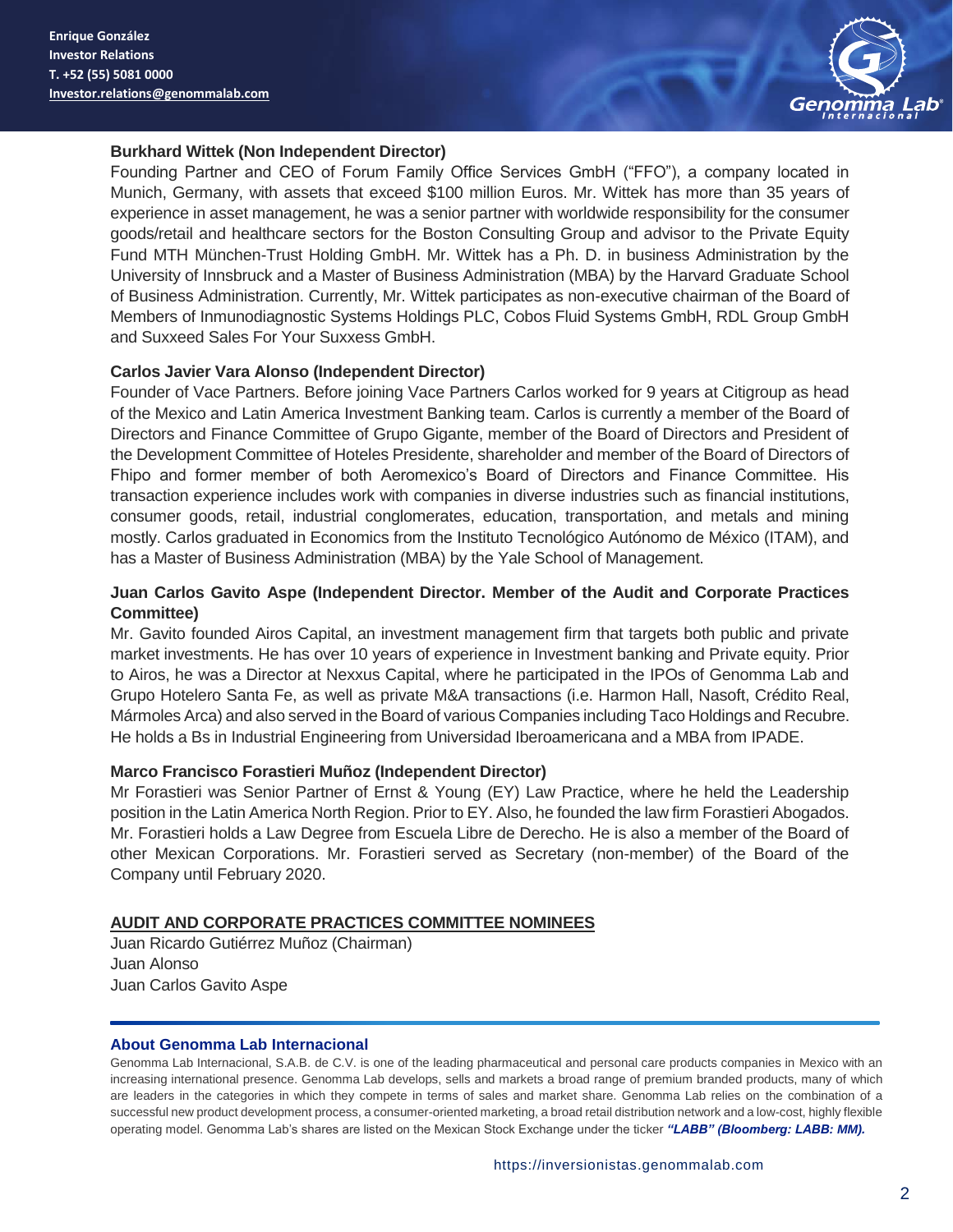**Burkhard Wittek (Non Independent Director)**

Founding Partner and CEO of Forum Family Office Services GmbH ("FFO"), a company located in Munich, Germany, with assets that exceed $100 million Euros. Mr. Wittek has more than 35 years of experience in asset management, he was a senior partner with worldwide responsibility for the consumer goods/retail and healthcare sectors for the Boston Consulting Group and advisor to the Private Equity Fund MTH München-Trust Holding GmbH. Mr. Wittek has a Ph. D. in business Administration by the University of Innsbruck and a Master of Business Administration (MBA) by the Harvard Graduate School of Business Administration. Currently, Mr. Wittek participates as non-executive chairman of the Board of Members of Inmunodiagnostic Systems Holdings PLC, Cobos Fluid Systems GmbH, RDL Group GmbH and Suxxeed Sales For Your Suxxess GmbH.

**Carlos Javier Vara Alonso (Independent Director)**

Founder of Vace Partners. Before joining Vace Partners Carlos worked for 9 years at Citigroup as head of the Mexico and Latin America Investment Banking team. Carlos is currently a member of the Board of Directors and Finance Committee of Grupo Gigante, member of the Board of Directors and President of the Development Committee of Hoteles Presidente, shareholder and member of the Board of Directors of Fhipo and former member of both Aeromexico's Board of Directors and Finance Committee. His transaction experience includes work with companies in diverse industries such as financial institutions, consumer goods, retail, industrial conglomerates, education, transportation, and metals and mining mostly. Carlos graduated in Economics from the Instituto Tecnológico Autónomo de México (ITAM), and has a Master of Business Administration (MBA) by the Yale School of Management.

**Juan Carlos Gavito Aspe (Independent Director. Member of the Audit and Corporate Practices Committee)**

Mr. Gavito founded Airos Capital, an investment management firm that targets both public and private market investments. He has over 10 years of experience in Investment banking and Private equity. Prior to Airos, he was a Director at Nexxus Capital, where he participated in the IPOs of Genomma Lab and Grupo Hotelero Santa Fe, as well as private M&A transactions (i.e. Harmon Hall, Nasoft, Crédito Real, Mármoles Arca) and also served in the Board of various Companies including Taco Holdings and Recubre. He holds a Bs in Industrial Engineering from Universidad Iberoamericana and a MBA from IPADE.

**Marco Francisco Forastieri Muñoz (Independent Director)**

Mr Forastieri was Senior Partner of Ernst & Young (EY) Law Practice, where he held the Leadership position in the Latin America North Region. Prior to EY. Also, he founded the law firm Forastieri Abogados. Mr. Forastieri holds a Law Degree from Escuela Libre de Derecho. He is also a member of the Board of other Mexican Corporations. Mr. Forastieri served as Secretary (non-member) of the Board of the Company until February 2020.

## AUDIT AND CORPORATE PRACTICES COMMITTEE NOMINEES

Juan Ricardo Gutiérrez Muñoz (Chairman)
Juan Alonso
Juan Carlos Gavito Aspe

### About Genomma Lab Internacional

Genomma Lab Internacional, S.A.B. de C.V. is one of the leading pharmaceutical and personal care products companies in Mexico with an increasing international presence. Genomma Lab develops, sells and markets a broad range of premium branded products, many of which are leaders in the categories in which they compete in terms of sales and market share. Genomma Lab relies on the combination of a successful new product development process, a consumer-oriented marketing, a broad retail distribution network and a low-cost, highly flexible operating model. Genomma Lab's shares are listed on the Mexican Stock Exchange under the ticker ***"LABB" (Bloomberg: LABB: MM).***

https://inversionistas.genommalab.com